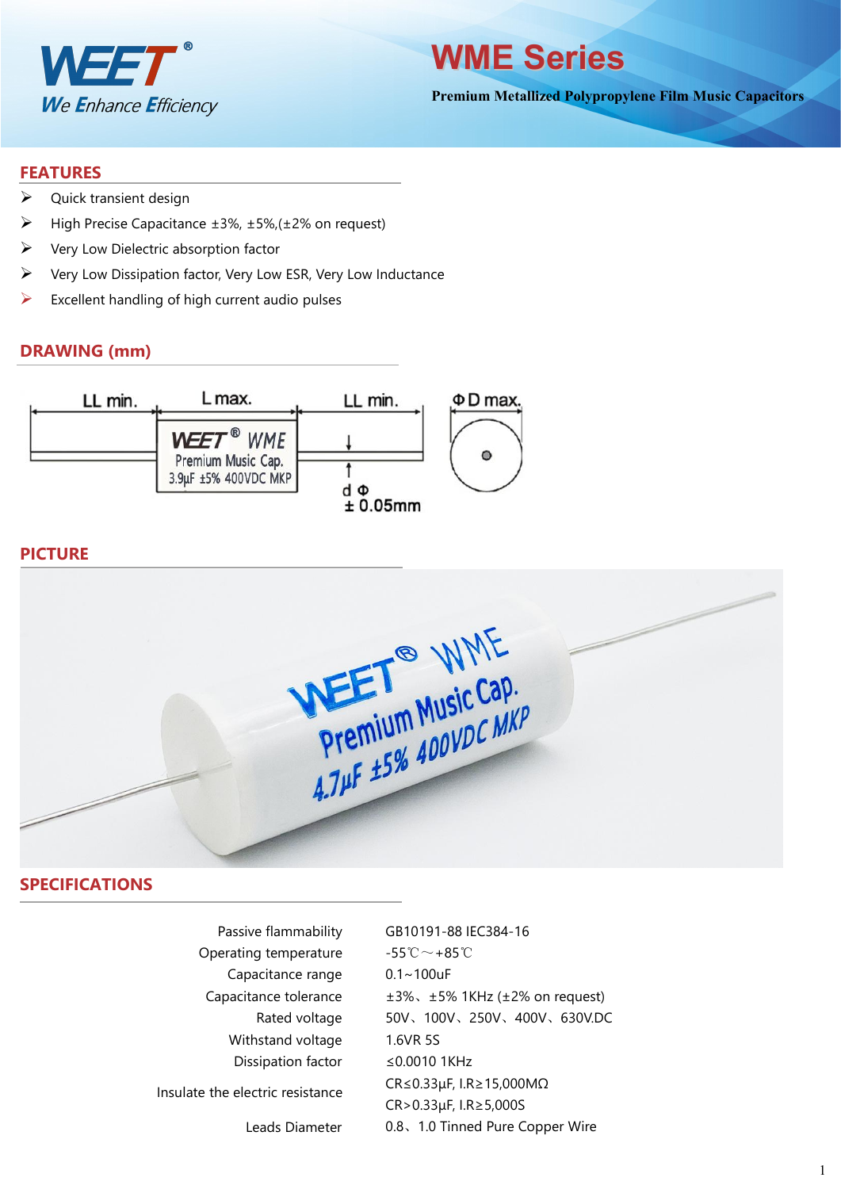# WME Series

**Premium Metallized Polypropylene Film Music Capacitors**

## FEATURES

- Quick transient design
- High Precise Capacitance ±3%, ±5%,(±2% on request)
- Very Low Dielectric absorption factor
- Very Low Dissipation factor, Very Low ESR, Very Low Inductance
- Excellent handling of high current audio pulses

## DRAWING (mm)

## PICTURE

## SPECIFICATIONS

| | |
|---|---|
| Passive flammability | GB10191-88 IEC384-16 |
| Operating temperature | -55℃～+85℃ |
| Capacitance range | 0.1~100uF |
| Capacitance tolerance | ±3%、±5% 1KHz (±2% on request) |
| Rated voltage | 50V、100V、250V、400V、630V.DC |
| Withstand voltage | 1.6VR 5S |
| Dissipation factor | ≤0.0010 1KHz |
| Insulate the electric resistance | CR≤0.33μF, I.R≥15,000MΩ<br>CR>0.33μF, I.R≥5,000S |
| Leads Diameter | 0.8、1.0 Tinned Pure Copper Wire |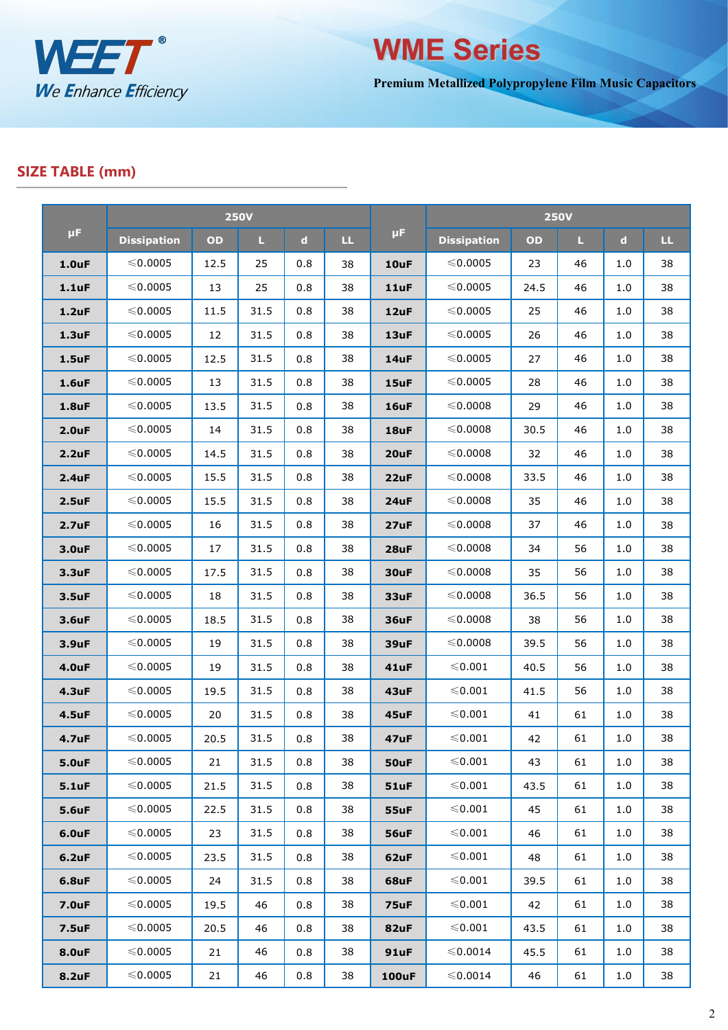# WME Series

**Premium Metallized Polypropylene Film Music Capacitors**

## SIZE TABLE (mm)

| μF | 250V | | | | | μF | 250V | | | | |
|---|---|---|---|---|---|---|---|---|---|---|---|
| | Dissipation | OD | L | d | LL | | Dissipation | OD | L | d | LL |
| **1.0uF** | ≤0.0005 | 12.5 | 25 | 0.8 | 38 | **10uF** | ≤0.0005 | 23 | 46 | 1.0 | 38 |
| **1.1uF** | ≤0.0005 | 13 | 25 | 0.8 | 38 | **11uF** | ≤0.0005 | 24.5 | 46 | 1.0 | 38 |
| **1.2uF** | ≤0.0005 | 11.5 | 31.5 | 0.8 | 38 | **12uF** | ≤0.0005 | 25 | 46 | 1.0 | 38 |
| **1.3uF** | ≤0.0005 | 12 | 31.5 | 0.8 | 38 | **13uF** | ≤0.0005 | 26 | 46 | 1.0 | 38 |
| **1.5uF** | ≤0.0005 | 12.5 | 31.5 | 0.8 | 38 | **14uF** | ≤0.0005 | 27 | 46 | 1.0 | 38 |
| **1.6uF** | ≤0.0005 | 13 | 31.5 | 0.8 | 38 | **15uF** | ≤0.0005 | 28 | 46 | 1.0 | 38 |
| **1.8uF** | ≤0.0005 | 13.5 | 31.5 | 0.8 | 38 | **16uF** | ≤0.0008 | 29 | 46 | 1.0 | 38 |
| **2.0uF** | ≤0.0005 | 14 | 31.5 | 0.8 | 38 | **18uF** | ≤0.0008 | 30.5 | 46 | 1.0 | 38 |
| **2.2uF** | ≤0.0005 | 14.5 | 31.5 | 0.8 | 38 | **20uF** | ≤0.0008 | 32 | 46 | 1.0 | 38 |
| **2.4uF** | ≤0.0005 | 15.5 | 31.5 | 0.8 | 38 | **22uF** | ≤0.0008 | 33.5 | 46 | 1.0 | 38 |
| **2.5uF** | ≤0.0005 | 15.5 | 31.5 | 0.8 | 38 | **24uF** | ≤0.0008 | 35 | 46 | 1.0 | 38 |
| **2.7uF** | ≤0.0005 | 16 | 31.5 | 0.8 | 38 | **27uF** | ≤0.0008 | 37 | 46 | 1.0 | 38 |
| **3.0uF** | ≤0.0005 | 17 | 31.5 | 0.8 | 38 | **28uF** | ≤0.0008 | 34 | 56 | 1.0 | 38 |
| **3.3uF** | ≤0.0005 | 17.5 | 31.5 | 0.8 | 38 | **30uF** | ≤0.0008 | 35 | 56 | 1.0 | 38 |
| **3.5uF** | ≤0.0005 | 18 | 31.5 | 0.8 | 38 | **33uF** | ≤0.0008 | 36.5 | 56 | 1.0 | 38 |
| **3.6uF** | ≤0.0005 | 18.5 | 31.5 | 0.8 | 38 | **36uF** | ≤0.0008 | 38 | 56 | 1.0 | 38 |
| **3.9uF** | ≤0.0005 | 19 | 31.5 | 0.8 | 38 | **39uF** | ≤0.0008 | 39.5 | 56 | 1.0 | 38 |
| **4.0uF** | ≤0.0005 | 19 | 31.5 | 0.8 | 38 | **41uF** | ≤0.001 | 40.5 | 56 | 1.0 | 38 |
| **4.3uF** | ≤0.0005 | 19.5 | 31.5 | 0.8 | 38 | **43uF** | ≤0.001 | 41.5 | 56 | 1.0 | 38 |
| **4.5uF** | ≤0.0005 | 20 | 31.5 | 0.8 | 38 | **45uF** | ≤0.001 | 41 | 61 | 1.0 | 38 |
| **4.7uF** | ≤0.0005 | 20.5 | 31.5 | 0.8 | 38 | **47uF** | ≤0.001 | 42 | 61 | 1.0 | 38 |
| **5.0uF** | ≤0.0005 | 21 | 31.5 | 0.8 | 38 | **50uF** | ≤0.001 | 43 | 61 | 1.0 | 38 |
| **5.1uF** | ≤0.0005 | 21.5 | 31.5 | 0.8 | 38 | **51uF** | ≤0.001 | 43.5 | 61 | 1.0 | 38 |
| **5.6uF** | ≤0.0005 | 22.5 | 31.5 | 0.8 | 38 | **55uF** | ≤0.001 | 45 | 61 | 1.0 | 38 |
| **6.0uF** | ≤0.0005 | 23 | 31.5 | 0.8 | 38 | **56uF** | ≤0.001 | 46 | 61 | 1.0 | 38 |
| **6.2uF** | ≤0.0005 | 23.5 | 31.5 | 0.8 | 38 | **62uF** | ≤0.001 | 48 | 61 | 1.0 | 38 |
| **6.8uF** | ≤0.0005 | 24 | 31.5 | 0.8 | 38 | **68uF** | ≤0.001 | 39.5 | 61 | 1.0 | 38 |
| **7.0uF** | ≤0.0005 | 19.5 | 46 | 0.8 | 38 | **75uF** | ≤0.001 | 42 | 61 | 1.0 | 38 |
| **7.5uF** | ≤0.0005 | 20.5 | 46 | 0.8 | 38 | **82uF** | ≤0.001 | 43.5 | 61 | 1.0 | 38 |
| **8.0uF** | ≤0.0005 | 21 | 46 | 0.8 | 38 | **91uF** | ≤0.0014 | 45.5 | 61 | 1.0 | 38 |
| **8.2uF** | ≤0.0005 | 21 | 46 | 0.8 | 38 | **100uF** | ≤0.0014 | 46 | 61 | 1.0 | 38 |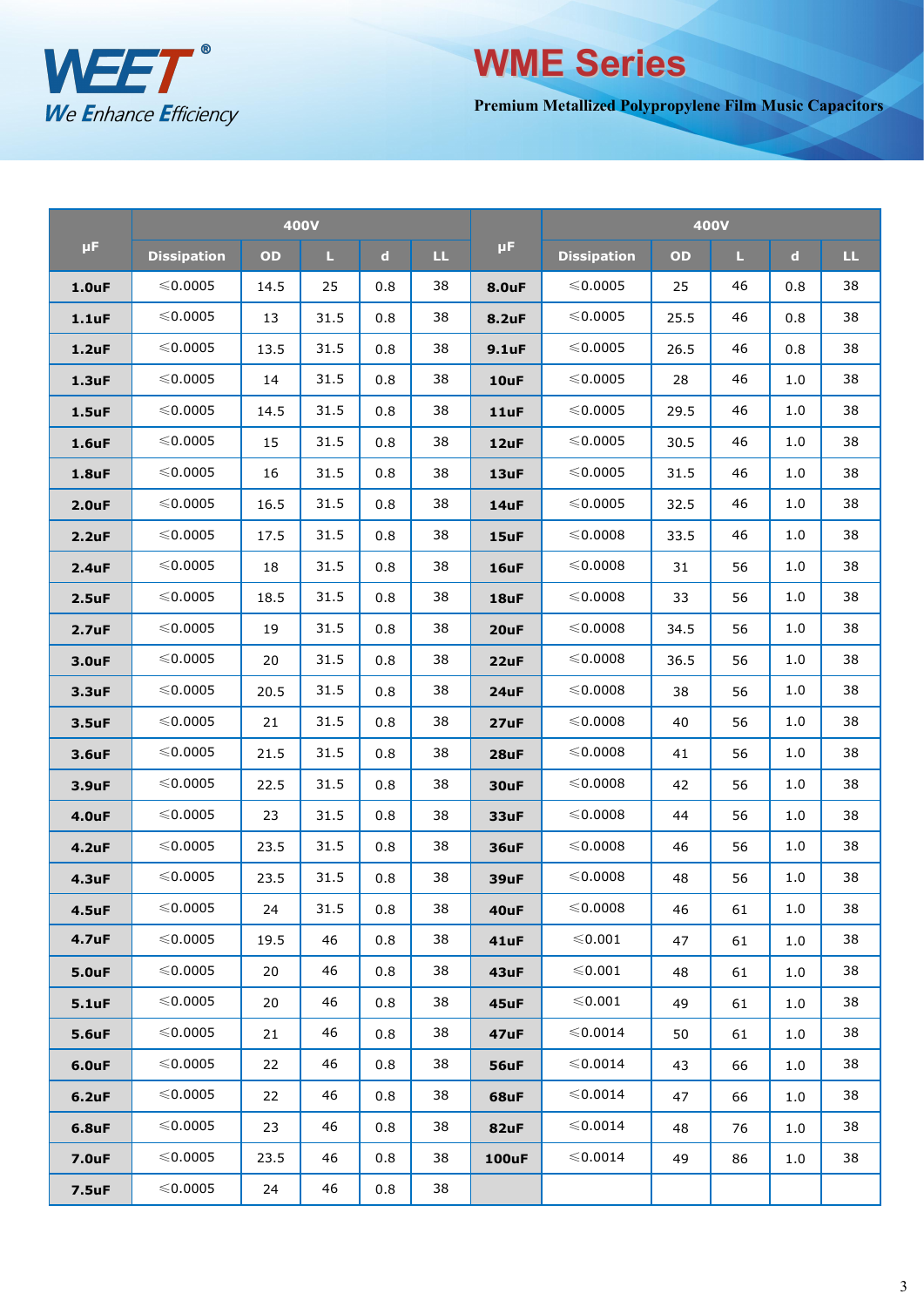# WME Series

**Premium Metallized Polypropylene Film Music Capacitors**

| μF | 400V | | | | | μF | 400V | | | | |
|---|---|---|---|---|---|---|---|---|---|---|---|
| | Dissipation | OD | L | d | LL | | Dissipation | OD | L | d | LL |
| **1.0uF** | ≤0.0005 | 14.5 | 25 | 0.8 | 38 | **8.0uF** | ≤0.0005 | 25 | 46 | 0.8 | 38 |
| **1.1uF** | ≤0.0005 | 13 | 31.5 | 0.8 | 38 | **8.2uF** | ≤0.0005 | 25.5 | 46 | 0.8 | 38 |
| **1.2uF** | ≤0.0005 | 13.5 | 31.5 | 0.8 | 38 | **9.1uF** | ≤0.0005 | 26.5 | 46 | 0.8 | 38 |
| **1.3uF** | ≤0.0005 | 14 | 31.5 | 0.8 | 38 | **10uF** | ≤0.0005 | 28 | 46 | 1.0 | 38 |
| **1.5uF** | ≤0.0005 | 14.5 | 31.5 | 0.8 | 38 | **11uF** | ≤0.0005 | 29.5 | 46 | 1.0 | 38 |
| **1.6uF** | ≤0.0005 | 15 | 31.5 | 0.8 | 38 | **12uF** | ≤0.0005 | 30.5 | 46 | 1.0 | 38 |
| **1.8uF** | ≤0.0005 | 16 | 31.5 | 0.8 | 38 | **13uF** | ≤0.0005 | 31.5 | 46 | 1.0 | 38 |
| **2.0uF** | ≤0.0005 | 16.5 | 31.5 | 0.8 | 38 | **14uF** | ≤0.0005 | 32.5 | 46 | 1.0 | 38 |
| **2.2uF** | ≤0.0005 | 17.5 | 31.5 | 0.8 | 38 | **15uF** | ≤0.0008 | 33.5 | 46 | 1.0 | 38 |
| **2.4uF** | ≤0.0005 | 18 | 31.5 | 0.8 | 38 | **16uF** | ≤0.0008 | 31 | 56 | 1.0 | 38 |
| **2.5uF** | ≤0.0005 | 18.5 | 31.5 | 0.8 | 38 | **18uF** | ≤0.0008 | 33 | 56 | 1.0 | 38 |
| **2.7uF** | ≤0.0005 | 19 | 31.5 | 0.8 | 38 | **20uF** | ≤0.0008 | 34.5 | 56 | 1.0 | 38 |
| **3.0uF** | ≤0.0005 | 20 | 31.5 | 0.8 | 38 | **22uF** | ≤0.0008 | 36.5 | 56 | 1.0 | 38 |
| **3.3uF** | ≤0.0005 | 20.5 | 31.5 | 0.8 | 38 | **24uF** | ≤0.0008 | 38 | 56 | 1.0 | 38 |
| **3.5uF** | ≤0.0005 | 21 | 31.5 | 0.8 | 38 | **27uF** | ≤0.0008 | 40 | 56 | 1.0 | 38 |
| **3.6uF** | ≤0.0005 | 21.5 | 31.5 | 0.8 | 38 | **28uF** | ≤0.0008 | 41 | 56 | 1.0 | 38 |
| **3.9uF** | ≤0.0005 | 22.5 | 31.5 | 0.8 | 38 | **30uF** | ≤0.0008 | 42 | 56 | 1.0 | 38 |
| **4.0uF** | ≤0.0005 | 23 | 31.5 | 0.8 | 38 | **33uF** | ≤0.0008 | 44 | 56 | 1.0 | 38 |
| **4.2uF** | ≤0.0005 | 23.5 | 31.5 | 0.8 | 38 | **36uF** | ≤0.0008 | 46 | 56 | 1.0 | 38 |
| **4.3uF** | ≤0.0005 | 23.5 | 31.5 | 0.8 | 38 | **39uF** | ≤0.0008 | 48 | 56 | 1.0 | 38 |
| **4.5uF** | ≤0.0005 | 24 | 31.5 | 0.8 | 38 | **40uF** | ≤0.0008 | 46 | 61 | 1.0 | 38 |
| **4.7uF** | ≤0.0005 | 19.5 | 46 | 0.8 | 38 | **41uF** | ≤0.001 | 47 | 61 | 1.0 | 38 |
| **5.0uF** | ≤0.0005 | 20 | 46 | 0.8 | 38 | **43uF** | ≤0.001 | 48 | 61 | 1.0 | 38 |
| **5.1uF** | ≤0.0005 | 20 | 46 | 0.8 | 38 | **45uF** | ≤0.001 | 49 | 61 | 1.0 | 38 |
| **5.6uF** | ≤0.0005 | 21 | 46 | 0.8 | 38 | **47uF** | ≤0.0014 | 50 | 61 | 1.0 | 38 |
| **6.0uF** | ≤0.0005 | 22 | 46 | 0.8 | 38 | **56uF** | ≤0.0014 | 43 | 66 | 1.0 | 38 |
| **6.2uF** | ≤0.0005 | 22 | 46 | 0.8 | 38 | **68uF** | ≤0.0014 | 47 | 66 | 1.0 | 38 |
| **6.8uF** | ≤0.0005 | 23 | 46 | 0.8 | 38 | **82uF** | ≤0.0014 | 48 | 76 | 1.0 | 38 |
| **7.0uF** | ≤0.0005 | 23.5 | 46 | 0.8 | 38 | **100uF** | ≤0.0014 | 49 | 86 | 1.0 | 38 |
| **7.5uF** | ≤0.0005 | 24 | 46 | 0.8 | 38 | | | | | | |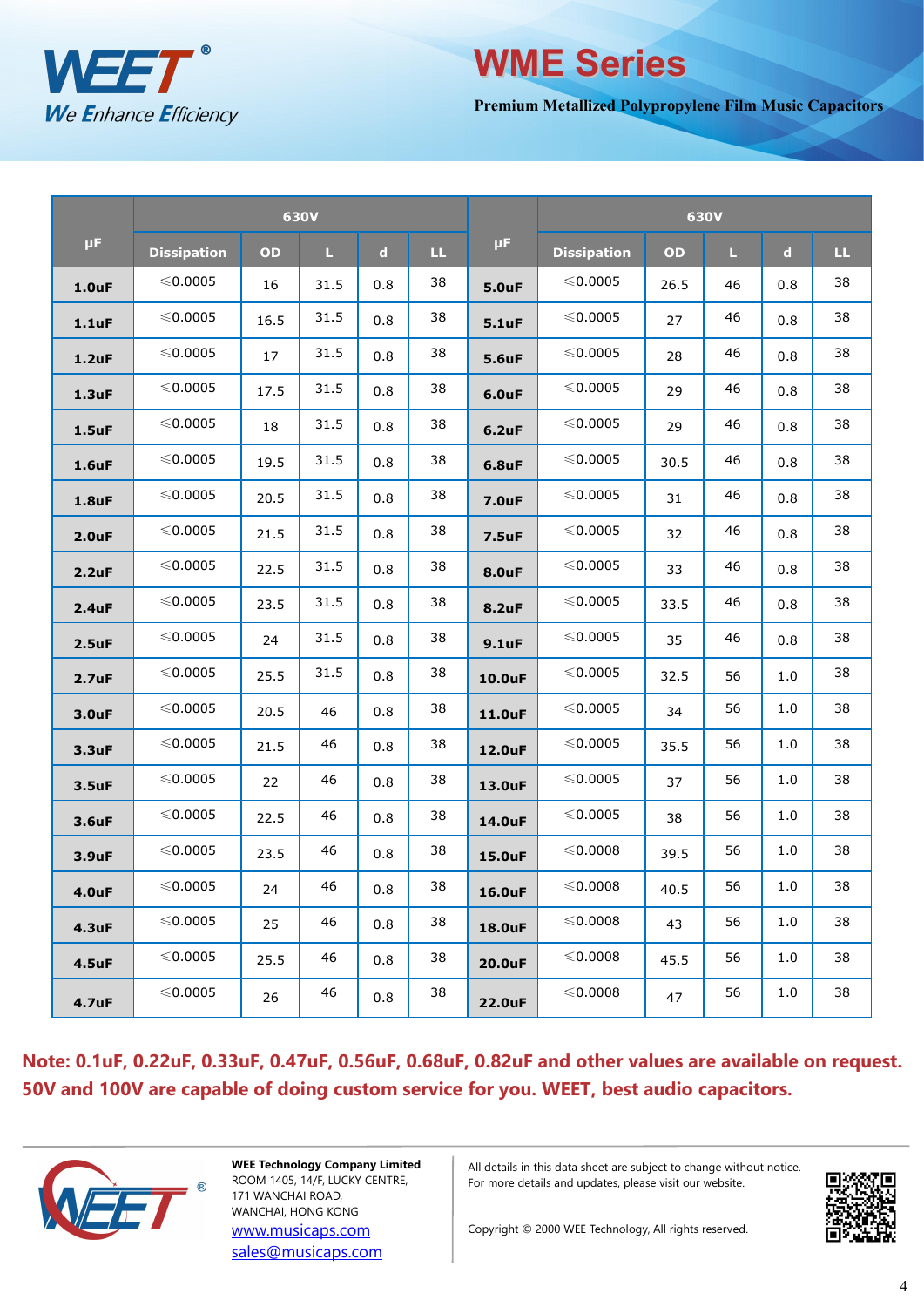# WME Series

**Premium Metallized Polypropylene Film Music Capacitors**

| μF | 630V | | | | | μF | 630V | | | | |
|---|---|---|---|---|---|---|---|---|---|---|---|
| | Dissipation | OD | L | d | LL | | Dissipation | OD | L | d | LL |
| **1.0uF** | ≤0.0005 | 16 | 31.5 | 0.8 | 38 | **5.0uF** | ≤0.0005 | 26.5 | 46 | 0.8 | 38 |
| **1.1uF** | ≤0.0005 | 16.5 | 31.5 | 0.8 | 38 | **5.1uF** | ≤0.0005 | 27 | 46 | 0.8 | 38 |
| **1.2uF** | ≤0.0005 | 17 | 31.5 | 0.8 | 38 | **5.6uF** | ≤0.0005 | 28 | 46 | 0.8 | 38 |
| **1.3uF** | ≤0.0005 | 17.5 | 31.5 | 0.8 | 38 | **6.0uF** | ≤0.0005 | 29 | 46 | 0.8 | 38 |
| **1.5uF** | ≤0.0005 | 18 | 31.5 | 0.8 | 38 | **6.2uF** | ≤0.0005 | 29 | 46 | 0.8 | 38 |
| **1.6uF** | ≤0.0005 | 19.5 | 31.5 | 0.8 | 38 | **6.8uF** | ≤0.0005 | 30.5 | 46 | 0.8 | 38 |
| **1.8uF** | ≤0.0005 | 20.5 | 31.5 | 0.8 | 38 | **7.0uF** | ≤0.0005 | 31 | 46 | 0.8 | 38 |
| **2.0uF** | ≤0.0005 | 21.5 | 31.5 | 0.8 | 38 | **7.5uF** | ≤0.0005 | 32 | 46 | 0.8 | 38 |
| **2.2uF** | ≤0.0005 | 22.5 | 31.5 | 0.8 | 38 | **8.0uF** | ≤0.0005 | 33 | 46 | 0.8 | 38 |
| **2.4uF** | ≤0.0005 | 23.5 | 31.5 | 0.8 | 38 | **8.2uF** | ≤0.0005 | 33.5 | 46 | 0.8 | 38 |
| **2.5uF** | ≤0.0005 | 24 | 31.5 | 0.8 | 38 | **9.1uF** | ≤0.0005 | 35 | 46 | 0.8 | 38 |
| **2.7uF** | ≤0.0005 | 25.5 | 31.5 | 0.8 | 38 | **10.0uF** | ≤0.0005 | 32.5 | 56 | 1.0 | 38 |
| **3.0uF** | ≤0.0005 | 20.5 | 46 | 0.8 | 38 | **11.0uF** | ≤0.0005 | 34 | 56 | 1.0 | 38 |
| **3.3uF** | ≤0.0005 | 21.5 | 46 | 0.8 | 38 | **12.0uF** | ≤0.0005 | 35.5 | 56 | 1.0 | 38 |
| **3.5uF** | ≤0.0005 | 22 | 46 | 0.8 | 38 | **13.0uF** | ≤0.0005 | 37 | 56 | 1.0 | 38 |
| **3.6uF** | ≤0.0005 | 22.5 | 46 | 0.8 | 38 | **14.0uF** | ≤0.0005 | 38 | 56 | 1.0 | 38 |
| **3.9uF** | ≤0.0005 | 23.5 | 46 | 0.8 | 38 | **15.0uF** | ≤0.0008 | 39.5 | 56 | 1.0 | 38 |
| **4.0uF** | ≤0.0005 | 24 | 46 | 0.8 | 38 | **16.0uF** | ≤0.0008 | 40.5 | 56 | 1.0 | 38 |
| **4.3uF** | ≤0.0005 | 25 | 46 | 0.8 | 38 | **18.0uF** | ≤0.0008 | 43 | 56 | 1.0 | 38 |
| **4.5uF** | ≤0.0005 | 25.5 | 46 | 0.8 | 38 | **20.0uF** | ≤0.0008 | 45.5 | 56 | 1.0 | 38 |
| **4.7uF** | ≤0.0005 | 26 | 46 | 0.8 | 38 | **22.0uF** | ≤0.0008 | 47 | 56 | 1.0 | 38 |

**Note: 0.1uF, 0.22uF, 0.33uF, 0.47uF, 0.56uF, 0.68uF, 0.82uF and other values are available on request. 50V and 100V are capable of doing custom service for you. WEET, best audio capacitors.**

**WEE Technology Company Limited**
ROOM 1405, 14/F, LUCKY CENTRE,
171 WANCHAI ROAD,
WANCHAI, HONG KONG
www.musicaps.com
sales@musicaps.com

All details in this data sheet are subject to change without notice.
For more details and updates, please visit our website.

Copyright © 2000 WEE Technology, All rights reserved.